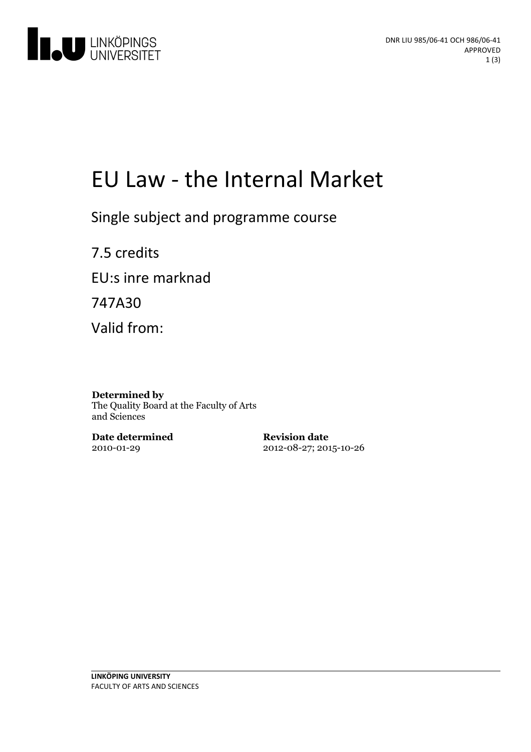DNR LIU 985/06-41 OCH 986/06-41
APPROVED

# EU Law - the Internal Market

Single subject and programme course

7.5 credits

EU:s inre marknad

747A30

Valid from:

**Determined by**
The Quality Board at the Faculty of Arts and Sciences

**Date determined**
2010-01-29

**Revision date**
2012-08-27; 2015-10-26

**LINKÖPING UNIVERSITY**
FACULTY OF ARTS AND SCIENCES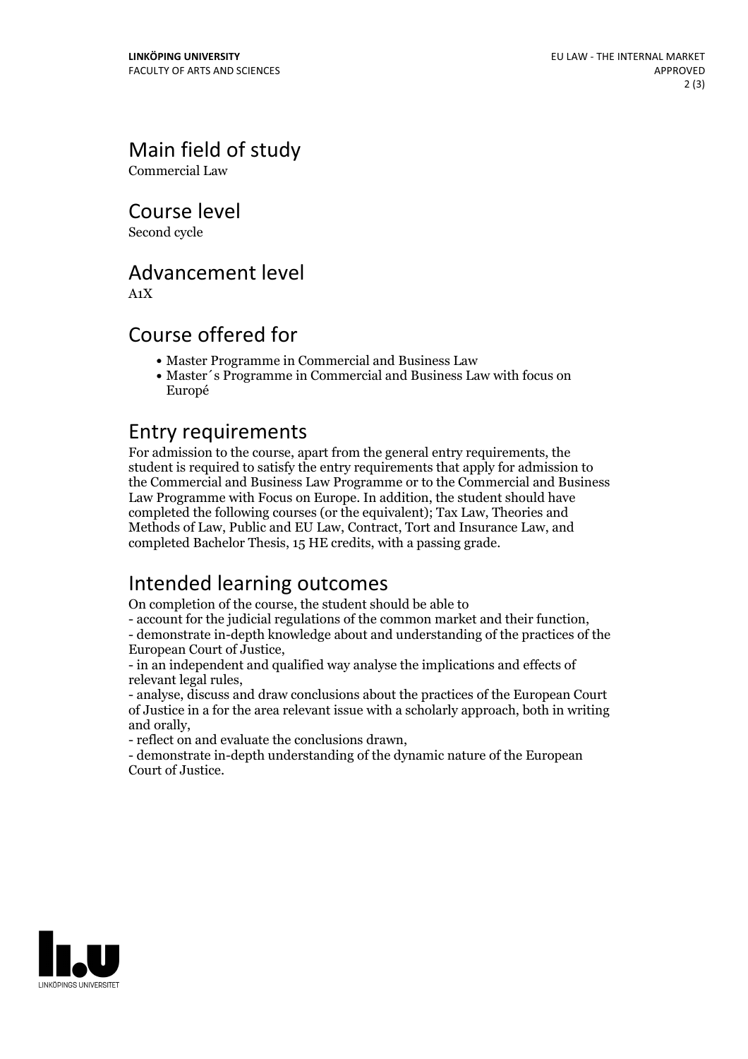## Main field of study

Commercial Law

## Course level

Second cycle

## Advancement level

A1X

## Course offered for

- Master Programme in Commercial and Business Law
- Master´s Programme in Commercial and Business Law with focus on Europé

## Entry requirements

For admission to the course, apart from the general entry requirements, the student is required to satisfy the entry requirements that apply for admission to the Commercial and Business Law Programme or to the Commercial and Business Law Programme with Focus on Europe. In addition, the student should have completed the following courses (or the equivalent); Tax Law, Theories and Methods of Law, Public and EU Law, Contract, Tort and Insurance Law, and completed Bachelor Thesis, 15 HE credits, with a passing grade.

## Intended learning outcomes

On completion of the course, the student should be able to
- account for the judicial regulations of the common market and their function,
- demonstrate in-depth knowledge about and understanding of the practices of the European Court of Justice,
- in an independent and qualified way analyse the implications and effects of relevant legal rules,
- analyse, discuss and draw conclusions about the practices of the European Court of Justice in a for the area relevant issue with a scholarly approach, both in writing and orally,
- reflect on and evaluate the conclusions drawn,
- demonstrate in-depth understanding of the dynamic nature of the European Court of Justice.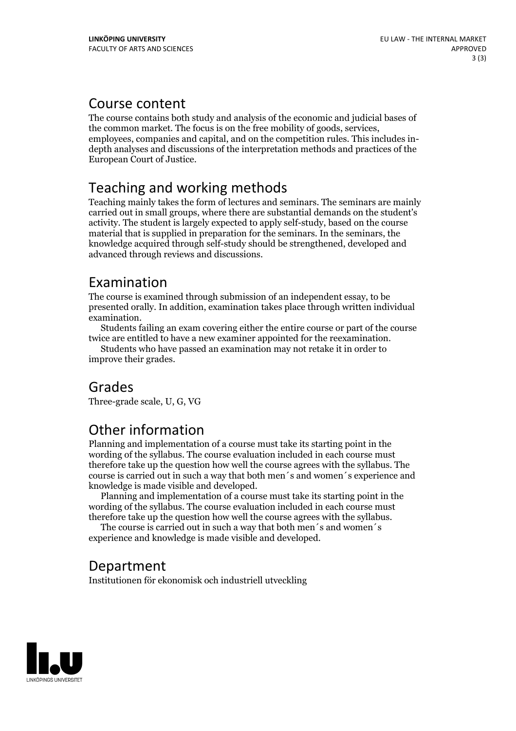## Course content

The course contains both study and analysis of the economic and judicial bases of the common market. The focus is on the free mobility of goods, services, employees, companies and capital, and on the competition rules. This includes in-depth analyses and discussions of the interpretation methods and practices of the European Court of Justice.

## Teaching and working methods

Teaching mainly takes the form of lectures and seminars. The seminars are mainly carried out in small groups, where there are substantial demands on the student's activity. The student is largely expected to apply self-study, based on the course material that is supplied in preparation for the seminars. In the seminars, the knowledge acquired through self-study should be strengthened, developed and advanced through reviews and discussions.

## Examination

The course is examined through submission of an independent essay, to be presented orally. In addition, examination takes place through written individual examination.

Students failing an exam covering either the entire course or part of the course twice are entitled to have a new examiner appointed for the reexamination.

Students who have passed an examination may not retake it in order to improve their grades.

## Grades

Three-grade scale, U, G, VG

## Other information

Planning and implementation of a course must take its starting point in the wording of the syllabus. The course evaluation included in each course must therefore take up the question how well the course agrees with the syllabus. The course is carried out in such a way that both men´s and women´s experience and knowledge is made visible and developed.

Planning and implementation of a course must take its starting point in the wording of the syllabus. The course evaluation included in each course must therefore take up the question how well the course agrees with the syllabus.

The course is carried out in such a way that both men´s and women´s experience and knowledge is made visible and developed.

## Department

Institutionen för ekonomisk och industriell utveckling